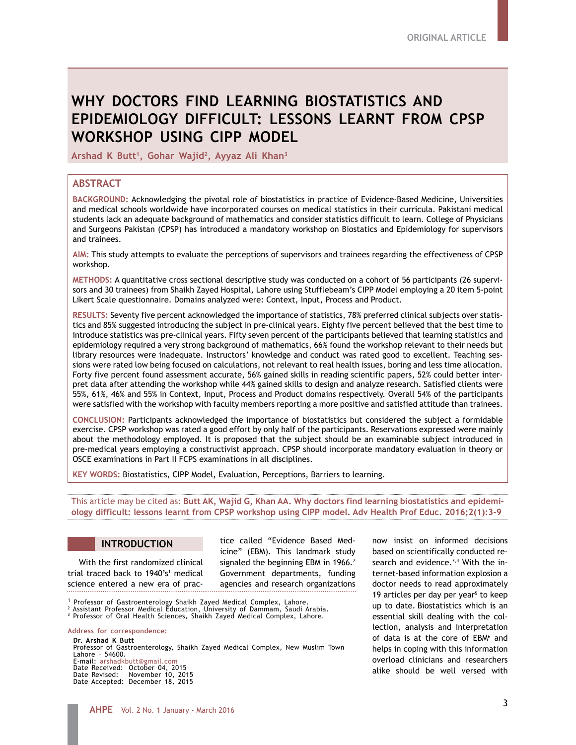ORIGINAL ARTICLE

# WHY DOCTORS FIND LEARNING BIOSTATISTICS AND EPIDEMIOLOGY DIFFICULT: LESSONS LEARNT FROM CPSP WORKSHOP USING CIPP MODEL

**Arshad K Butt[1], Gohar Wajid[2], Ayyaz Ali Khan[3]**

## ABSTRACT

**BACKGROUND:** Acknowledging the pivotal role of biostatistics in practice of Evidence-Based Medicine, Universities and medical schools worldwide have incorporated courses on medical statistics in their curricula. Pakistani medical students lack an adequate background of mathematics and consider statistics difficult to learn. College of Physicians and Surgeons Pakistan (CPSP) has introduced a mandatory workshop on Biostatics and Epidemiology for supervisors and trainees.

**AIM:** This study attempts to evaluate the perceptions of supervisors and trainees regarding the effectiveness of CPSP workshop.

**METHODS:** A quantitative cross sectional descriptive study was conducted on a cohort of 56 participants (26 supervisors and 30 trainees) from Shaikh Zayed Hospital, Lahore using Stufflebeam's CIPP Model employing a 20 item 5-point Likert Scale questionnaire. Domains analyzed were: Context, Input, Process and Product.

**RESULTS:** Seventy five percent acknowledged the importance of statistics, 78% preferred clinical subjects over statistics and 85% suggested introducing the subject in pre-clinical years. Eighty five percent believed that the best time to introduce statistics was pre-clinical years. Fifty seven percent of the participants believed that learning statistics and epidemiology required a very strong background of mathematics, 66% found the workshop relevant to their needs but library resources were inadequate. Instructors' knowledge and conduct was rated good to excellent. Teaching sessions were rated low being focused on calculations, not relevant to real health issues, boring and less time allocation. Forty five percent found assessment accurate, 56% gained skills in reading scientific papers, 52% could better interpret data after attending the workshop while 44% gained skills to design and analyze research. Satisfied clients were 55%, 61%, 46% and 55% in Context, Input, Process and Product domains respectively. Overall 54% of the participants were satisfied with the workshop with faculty members reporting a more positive and satisfied attitude than trainees.

**CONCLUSION:** Participants acknowledged the importance of biostatistics but considered the subject a formidable exercise. CPSP workshop was rated a good effort by only half of the participants. Reservations expressed were mainly about the methodology employed. It is proposed that the subject should be an examinable subject introduced in pre-medical years employing a constructivist approach. CPSP should incorporate mandatory evaluation in theory or OSCE examinations in Part II FCPS examinations in all disciplines.

**KEY WORDS:** Biostatistics, CIPP Model, Evaluation, Perceptions, Barriers to learning.

This article may be cited as: **Butt AK, Wajid G, Khan AA. Why doctors find learning biostatistics and epidemiology difficult: lessons learnt from CPSP workshop using CIPP model. Adv Health Prof Educ. 2016;2(1):3-9**

## INTRODUCTION

With the first randomized clinical trial traced back to 1940's[1] medical science entered a new era of practice called "Evidence Based Medicine" (EBM). This landmark study signaled the beginning EBM in 1966.[2] Government departments, funding agencies and research organizations now insist on informed decisions based on scientifically conducted research and evidence.[3,4] With the internet-based information explosion a doctor needs to read approximately 19 articles per day per year[5] to keep up to date. Biostatistics which is an essential skill dealing with the collection, analysis and interpretation of data is at the core of EBM[6] and helps in coping with this information overload clinicians and researchers alike should be well versed with

[1] Professor of Gastroenterology Shaikh Zayed Medical Complex, Lahore.
[2] Assistant Professor Medical Education, University of Dammam, Saudi Arabia.
[3] Professor of Oral Health Sciences, Shaikh Zayed Medical Complex, Lahore.

**Address for correspondence:**

**Dr. Arshad K Butt**
Professor of Gastroenterology, Shaikh Zayed Medical Complex, New Muslim Town Lahore - 54600.
E-mail: arshadkbutt@gmail.com
Date Received: October 04, 2015
Date Revised: November 10, 2015
Date Accepted: December 18, 2015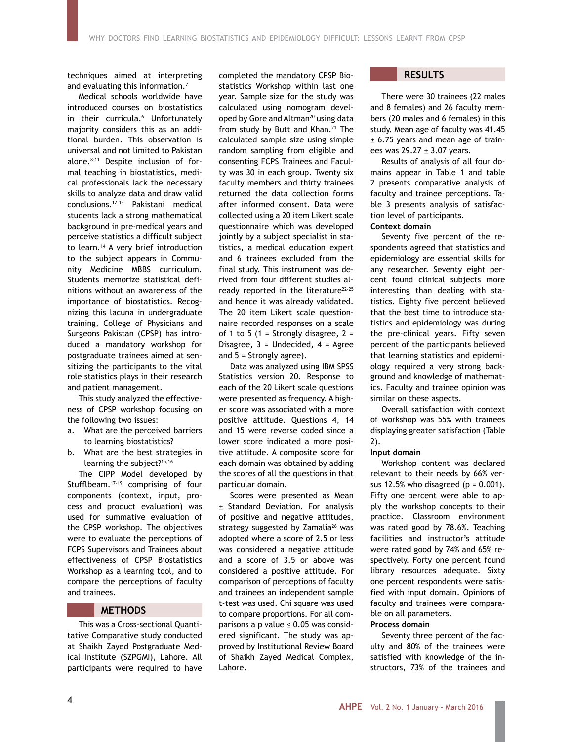techniques aimed at interpreting and evaluating this information.[7]

Medical schools worldwide have introduced courses on biostatistics in their curricula.[6] Unfortunately majority considers this as an additional burden. This observation is universal and not limited to Pakistan alone.[8-11] Despite inclusion of formal teaching in biostatistics, medical professionals lack the necessary skills to analyze data and draw valid conclusions.[12,13] Pakistani medical students lack a strong mathematical background in pre-medical years and perceive statistics a difficult subject to learn.[14] A very brief introduction to the subject appears in Community Medicine MBBS curriculum. Students memorize statistical definitions without an awareness of the importance of biostatistics. Recognizing this lacuna in undergraduate training, College of Physicians and Surgeons Pakistan (CPSP) has introduced a mandatory workshop for postgraduate trainees aimed at sensitizing the participants to the vital role statistics plays in their research and patient management.

This study analyzed the effectiveness of CPSP workshop focusing on the following two issues:

a. What are the perceived barriers to learning biostatistics?
b. What are the best strategies in learning the subject?[15,16]

The CIPP Model developed by Stufflbeam.[17-19] comprising of four components (context, input, process and product evaluation) was used for summative evaluation of the CPSP workshop. The objectives were to evaluate the perceptions of FCPS Supervisors and Trainees about effectiveness of CPSP Biostatistics Workshop as a learning tool, and to compare the perceptions of faculty and trainees.

## METHODS

This was a Cross-sectional Quantitative Comparative study conducted at Shaikh Zayed Postgraduate Medical Institute (SZPGMI), Lahore. All participants were required to have completed the mandatory CPSP Biostatistics Workshop within last one year. Sample size for the study was calculated using nomogram developed by Gore and Altman[20] using data from study by Butt and Khan.[21] The calculated sample size using simple random sampling from eligible and consenting FCPS Trainees and Faculty was 30 in each group. Twenty six faculty members and thirty trainees returned the data collection forms after informed consent. Data were collected using a 20 item Likert scale questionnaire which was developed jointly by a subject specialist in statistics, a medical education expert and 6 trainees excluded from the final study. This instrument was derived from four different studies already reported in the literature[22-25] and hence it was already validated. The 20 item Likert scale questionnaire recorded responses on a scale of 1 to 5 (1 = Strongly disagree, 2 = Disagree, 3 = Undecided, 4 = Agree and 5 = Strongly agree).

Data was analyzed using IBM SPSS Statistics version 20. Response to each of the 20 Likert scale questions were presented as frequency. A higher score was associated with a more positive attitude. Questions 4, 14 and 15 were reverse coded since a lower score indicated a more positive attitude. A composite score for each domain was obtained by adding the scores of all the questions in that particular domain.

Scores were presented as Mean ± Standard Deviation. For analysis of positive and negative attitudes, strategy suggested by Zamalia[26] was adopted where a score of 2.5 or less was considered a negative attitude and a score of 3.5 or above was considered a positive attitude. For comparison of perceptions of faculty and trainees an independent sample t-test was used. Chi square was used to compare proportions. For all comparisons a p value ≤ 0.05 was considered significant. The study was approved by Institutional Review Board of Shaikh Zayed Medical Complex, Lahore.

## RESULTS

There were 30 trainees (22 males and 8 females) and 26 faculty members (20 males and 6 females) in this study. Mean age of faculty was 41.45 ± 6.75 years and mean age of trainees was 29.27 ± 3.07 years.

Results of analysis of all four domains appear in Table 1 and table 2 presents comparative analysis of faculty and trainee perceptions. Table 3 presents analysis of satisfaction level of participants.

**Context domain**

Seventy five percent of the respondents agreed that statistics and epidemiology are essential skills for any researcher. Seventy eight percent found clinical subjects more interesting than dealing with statistics. Eighty five percent believed that the best time to introduce statistics and epidemiology was during the pre-clinical years. Fifty seven percent of the participants believed that learning statistics and epidemiology required a very strong background and knowledge of mathematics. Faculty and trainee opinion was similar on these aspects.

Overall satisfaction with context of workshop was 55% with trainees displaying greater satisfaction (Table 2).

**Input domain**

Workshop content was declared relevant to their needs by 66% versus 12.5% who disagreed (p = 0.001). Fifty one percent were able to apply the workshop concepts to their practice. Classroom environment was rated good by 78.6%. Teaching facilities and instructor's attitude were rated good by 74% and 65% respectively. Forty one percent found library resources adequate. Sixty one percent respondents were satisfied with input domain. Opinions of faculty and trainees were comparable on all parameters.

**Process domain**

Seventy three percent of the faculty and 80% of the trainees were satisfied with knowledge of the instructors, 73% of the trainees and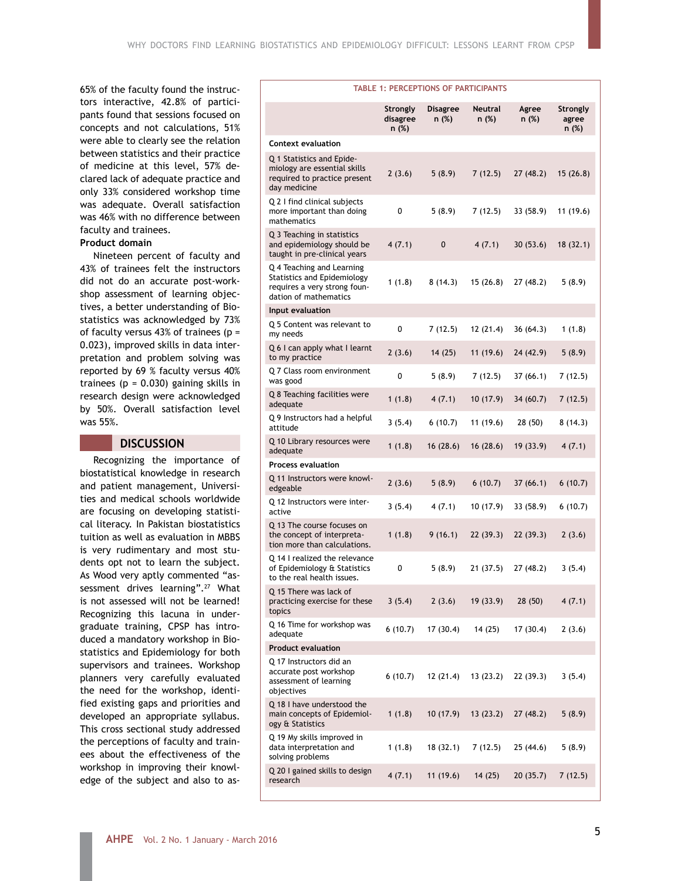65% of the faculty found the instructors interactive, 42.8% of participants found that sessions focused on concepts and not calculations, 51% were able to clearly see the relation between statistics and their practice of medicine at this level, 57% declared lack of adequate practice and only 33% considered workshop time was adequate. Overall satisfaction was 46% with no difference between faculty and trainees.

**Product domain**

Nineteen percent of faculty and 43% of trainees felt the instructors did not do an accurate post-workshop assessment of learning objectives, a better understanding of Biostatistics was acknowledged by 73% of faculty versus 43% of trainees ($p = 0.023$), improved skills in data interpretation and problem solving was reported by 69 % faculty versus 40% trainees ($p = 0.030$) gaining skills in research design were acknowledged by 50%. Overall satisfaction level was 55%.

## DISCUSSION

Recognizing the importance of biostatistical knowledge in research and patient management, Universities and medical schools worldwide are focusing on developing statistical literacy. In Pakistan biostatistics tuition as well as evaluation in MBBS is very rudimentary and most students opt not to learn the subject. As Wood very aptly commented "assessment drives learning".[27] What is not assessed will not be learned! Recognizing this lacuna in undergraduate training, CPSP has introduced a mandatory workshop in Biostatistics and Epidemiology for both supervisors and trainees. Workshop planners very carefully evaluated the need for the workshop, identified existing gaps and priorities and developed an appropriate syllabus. This cross sectional study addressed the perceptions of faculty and trainees about the effectiveness of the workshop in improving their knowledge of the subject and also to as-

**TABLE 1: PERCEPTIONS OF PARTICIPANTS**

| | Strongly disagree n (%) | Disagree n (%) | Neutral n (%) | Agree n (%) | Strongly agree n (%) |
|---|---|---|---|---|---|
| **Context evaluation** | | | | | |
| Q 1 Statistics and Epidemiology are essential skills required to practice present day medicine | 2 (3.6) | 5 (8.9) | 7 (12.5) | 27 (48.2) | 15 (26.8) |
| Q 2 I find clinical subjects more important than doing mathematics | 0 | 5 (8.9) | 7 (12.5) | 33 (58.9) | 11 (19.6) |
| Q 3 Teaching in statistics and epidemiology should be taught in pre-clinical years | 4 (7.1) | 0 | 4 (7.1) | 30 (53.6) | 18 (32.1) |
| Q 4 Teaching and Learning Statistics and Epidemiology requires a very strong foundation of mathematics | 1 (1.8) | 8 (14.3) | 15 (26.8) | 27 (48.2) | 5 (8.9) |
| **Input evaluation** | | | | | |
| Q 5 Content was relevant to my needs | 0 | 7 (12.5) | 12 (21.4) | 36 (64.3) | 1 (1.8) |
| Q 6 I can apply what I learnt to my practice | 2 (3.6) | 14 (25) | 11 (19.6) | 24 (42.9) | 5 (8.9) |
| Q 7 Class room environment was good | 0 | 5 (8.9) | 7 (12.5) | 37 (66.1) | 7 (12.5) |
| Q 8 Teaching facilities were adequate | 1 (1.8) | 4 (7.1) | 10 (17.9) | 34 (60.7) | 7 (12.5) |
| Q 9 Instructors had a helpful attitude | 3 (5.4) | 6 (10.7) | 11 (19.6) | 28 (50) | 8 (14.3) |
| Q 10 Library resources were adequate | 1 (1.8) | 16 (28.6) | 16 (28.6) | 19 (33.9) | 4 (7.1) |
| **Process evaluation** | | | | | |
| Q 11 Instructors were knowledgeable | 2 (3.6) | 5 (8.9) | 6 (10.7) | 37 (66.1) | 6 (10.7) |
| Q 12 Instructors were interactive | 3 (5.4) | 4 (7.1) | 10 (17.9) | 33 (58.9) | 6 (10.7) |
| Q 13 The course focuses on the concept of interpretation more than calculations. | 1 (1.8) | 9 (16.1) | 22 (39.3) | 22 (39.3) | 2 (3.6) |
| Q 14 I realized the relevance of Epidemiology & Statistics to the real health issues. | 0 | 5 (8.9) | 21 (37.5) | 27 (48.2) | 3 (5.4) |
| Q 15 There was lack of practicing exercise for these topics | 3 (5.4) | 2 (3.6) | 19 (33.9) | 28 (50) | 4 (7.1) |
| Q 16 Time for workshop was adequate | 6 (10.7) | 17 (30.4) | 14 (25) | 17 (30.4) | 2 (3.6) |
| **Product evaluation** | | | | | |
| Q 17 Instructors did an accurate post workshop assessment of learning objectives | 6 (10.7) | 12 (21.4) | 13 (23.2) | 22 (39.3) | 3 (5.4) |
| Q 18 I have understood the main concepts of Epidemiology & Statistics | 1 (1.8) | 10 (17.9) | 13 (23.2) | 27 (48.2) | 5 (8.9) |
| Q 19 My skills improved in data interpretation and solving problems | 1 (1.8) | 18 (32.1) | 7 (12.5) | 25 (44.6) | 5 (8.9) |
| Q 20 I gained skills to design research | 4 (7.1) | 11 (19.6) | 14 (25) | 20 (35.7) | 7 (12.5) |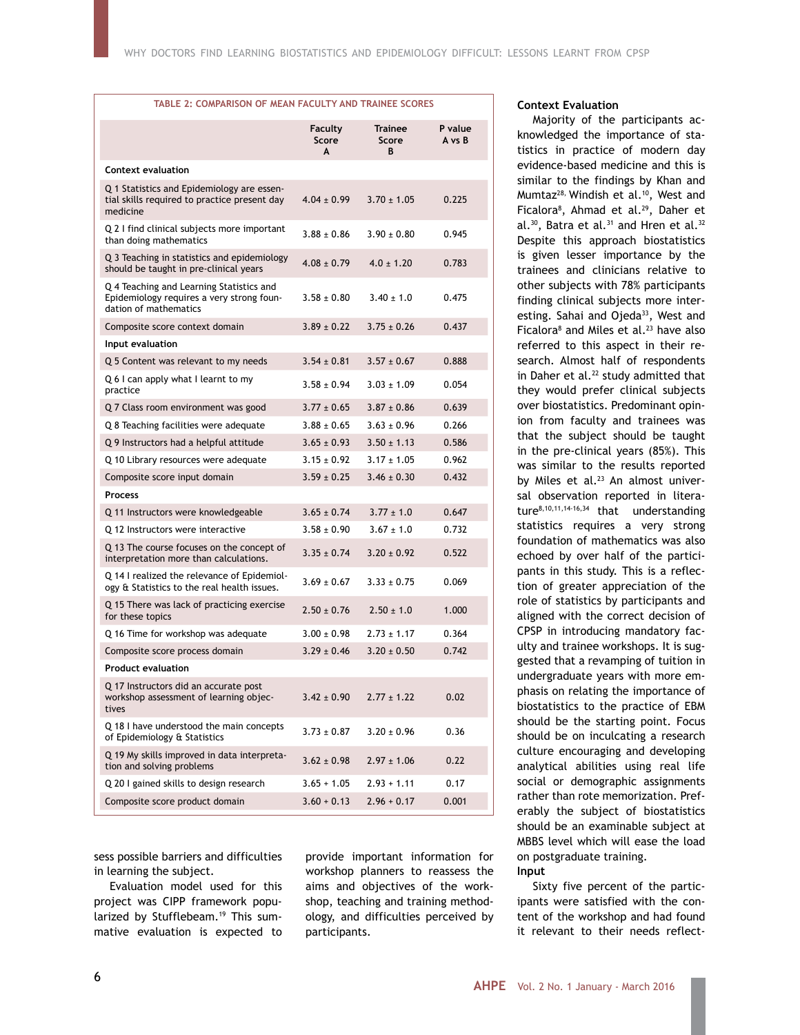**TABLE 2: COMPARISON OF MEAN FACULTY AND TRAINEE SCORES**

| | Faculty Score A | Trainee Score B | P value A vs B |
|---|---|---|---|
| **Context evaluation** | | | |
| Q 1 Statistics and Epidemiology are essential skills required to practice present day medicine | 4.04 ± 0.99 | 3.70 ± 1.05 | 0.225 |
| Q 2 I find clinical subjects more important than doing mathematics | 3.88 ± 0.86 | 3.90 ± 0.80 | 0.945 |
| Q 3 Teaching in statistics and epidemiology should be taught in pre-clinical years | 4.08 ± 0.79 | 4.0 ± 1.20 | 0.783 |
| Q 4 Teaching and Learning Statistics and Epidemiology requires a very strong foundation of mathematics | 3.58 ± 0.80 | 3.40 ± 1.0 | 0.475 |
| Composite score context domain | 3.89 ± 0.22 | 3.75 ± 0.26 | 0.437 |
| **Input evaluation** | | | |
| Q 5 Content was relevant to my needs | 3.54 ± 0.81 | 3.57 ± 0.67 | 0.888 |
| Q 6 I can apply what I learnt to my practice | 3.58 ± 0.94 | 3.03 ± 1.09 | 0.054 |
| Q 7 Class room environment was good | 3.77 ± 0.65 | 3.87 ± 0.86 | 0.639 |
| Q 8 Teaching facilities were adequate | 3.88 ± 0.65 | 3.63 ± 0.96 | 0.266 |
| Q 9 Instructors had a helpful attitude | 3.65 ± 0.93 | 3.50 ± 1.13 | 0.586 |
| Q 10 Library resources were adequate | 3.15 ± 0.92 | 3.17 ± 1.05 | 0.962 |
| Composite score input domain | 3.59 ± 0.25 | 3.46 ± 0.30 | 0.432 |
| **Process** | | | |
| Q 11 Instructors were knowledgeable | 3.65 ± 0.74 | 3.77 ± 1.0 | 0.647 |
| Q 12 Instructors were interactive | 3.58 ± 0.90 | 3.67 ± 1.0 | 0.732 |
| Q 13 The course focuses on the concept of interpretation more than calculations. | 3.35 ± 0.74 | 3.20 ± 0.92 | 0.522 |
| Q 14 I realized the relevance of Epidemiology & Statistics to the real health issues. | 3.69 ± 0.67 | 3.33 ± 0.75 | 0.069 |
| Q 15 There was lack of practicing exercise for these topics | 2.50 ± 0.76 | 2.50 ± 1.0 | 1.000 |
| Q 16 Time for workshop was adequate | 3.00 ± 0.98 | 2.73 ± 1.17 | 0.364 |
| Composite score process domain | 3.29 ± 0.46 | 3.20 ± 0.50 | 0.742 |
| **Product evaluation** | | | |
| Q 17 Instructors did an accurate post workshop assessment of learning objectives | 3.42 ± 0.90 | 2.77 ± 1.22 | 0.02 |
| Q 18 I have understood the main concepts of Epidemiology & Statistics | 3.73 ± 0.87 | 3.20 ± 0.96 | 0.36 |
| Q 19 My skills improved in data interpretation and solving problems | 3.62 ± 0.98 | 2.97 ± 1.06 | 0.22 |
| Q 20 I gained skills to design research | 3.65 + 1.05 | 2.93 + 1.11 | 0.17 |
| Composite score product domain | 3.60 + 0.13 | 2.96 + 0.17 | 0.001 |

sess possible barriers and difficulties in learning the subject.

Evaluation model used for this project was CIPP framework popularized by Stufflebeam.[19] This summative evaluation is expected to provide important information for workshop planners to reassess the aims and objectives of the workshop, teaching and training methodology, and difficulties perceived by participants.

**Context Evaluation**

Majority of the participants acknowledged the importance of statistics in practice of modern day evidence-based medicine and this is similar to the findings by Khan and Mumtaz[28], Windish et al.[10], West and Ficalora[8], Ahmad et al.[29], Daher et al.[30], Batra et al.[31] and Hren et al.[32] Despite this approach biostatistics is given lesser importance by the trainees and clinicians relative to other subjects with 78% participants finding clinical subjects more interesting. Sahai and Ojeda[33], West and Ficalora[8] and Miles et al.[23] have also referred to this aspect in their research. Almost half of respondents in Daher et al.[22] study admitted that they would prefer clinical subjects over biostatistics. Predominant opinion from faculty and trainees was that the subject should be taught in the pre-clinical years (85%). This was similar to the results reported by Miles et al.[23] An almost universal observation reported in literature[8,10,11,14-16,34] that understanding statistics requires a very strong foundation of mathematics was also echoed by over half of the participants in this study. This is a reflection of greater appreciation of the role of statistics by participants and aligned with the correct decision of CPSP in introducing mandatory faculty and trainee workshops. It is suggested that a revamping of tuition in undergraduate years with more emphasis on relating the importance of biostatistics to the practice of EBM should be the starting point. Focus should be on inculcating a research culture encouraging and developing analytical abilities using real life social or demographic assignments rather than rote memorization. Preferably the subject of biostatistics should be an examinable subject at MBBS level which will ease the load on postgraduate training.

**Input**

Sixty five percent of the participants were satisfied with the content of the workshop and had found it relevant to their needs reflect-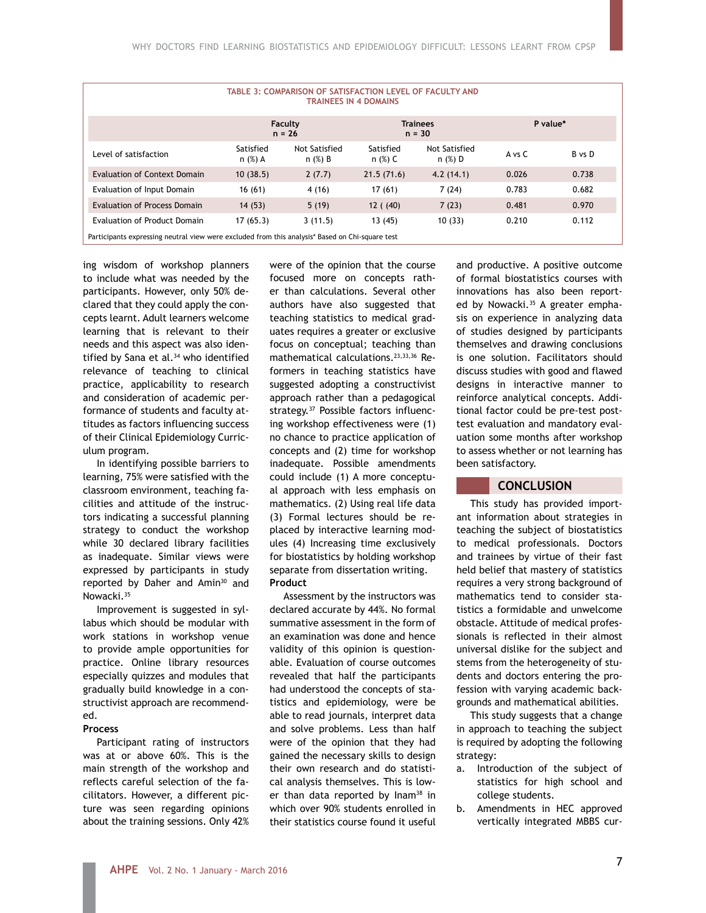**TABLE 3: COMPARISON OF SATISFACTION LEVEL OF FACULTY AND TRAINEES IN 4 DOMAINS**

| | Faculty n = 26 | | Trainees n = 30 | | P value* | |
|---|---|---|---|---|---|---|
| Level of satisfaction | Satisfied n (%) A | Not Satisfied n (%) B | Satisfied n (%) C | Not Satisfied n (%) D | A vs C | B vs D |
| Evaluation of Context Domain | 10 (38.5) | 2 (7.7) | 21.5 (71.6) | 4.2 (14.1) | 0.026 | 0.738 |
| Evaluation of Input Domain | 16 (61) | 4 (16) | 17 (61) | 7 (24) | 0.783 | 0.682 |
| Evaluation of Process Domain | 14 (53) | 5 (19) | 12 ( (40) | 7 (23) | 0.481 | 0.970 |
| Evaluation of Product Domain | 17 (65.3) | 3 (11.5) | 13 (45) | 10 (33) | 0.210 | 0.112 |

Participants expressing neutral view were excluded from this analysis* Based on Chi-square test

ing wisdom of workshop planners to include what was needed by the participants. However, only 50% declared that they could apply the concepts learnt. Adult learners welcome learning that is relevant to their needs and this aspect was also identified by Sana et al.[34] who identified relevance of teaching to clinical practice, applicability to research and consideration of academic performance of students and faculty attitudes as factors influencing success of their Clinical Epidemiology Curriculum program.

In identifying possible barriers to learning, 75% were satisfied with the classroom environment, teaching facilities and attitude of the instructors indicating a successful planning strategy to conduct the workshop while 30 declared library facilities as inadequate. Similar views were expressed by participants in study reported by Daher and Amin[30] and Nowacki.[35]

Improvement is suggested in syllabus which should be modular with work stations in workshop venue to provide ample opportunities for practice. Online library resources especially quizzes and modules that gradually build knowledge in a constructivist approach are recommended.

**Process**

Participant rating of instructors was at or above 60%. This is the main strength of the workshop and reflects careful selection of the facilitators. However, a different picture was seen regarding opinions about the training sessions. Only 42% were of the opinion that the course focused more on concepts rather than calculations. Several other authors have also suggested that teaching statistics to medical graduates requires a greater or exclusive focus on conceptual; teaching than mathematical calculations.[23,33,36] Reformers in teaching statistics have suggested adopting a constructivist approach rather than a pedagogical strategy.[37] Possible factors influencing workshop effectiveness were (1) no chance to practice application of concepts and (2) time for workshop inadequate. Possible amendments could include (1) A more conceptual approach with less emphasis on mathematics. (2) Using real life data (3) Formal lectures should be replaced by interactive learning modules (4) Increasing time exclusively for biostatistics by holding workshop separate from dissertation writing.

**Product**

Assessment by the instructors was declared accurate by 44%. No formal summative assessment in the form of an examination was done and hence validity of this opinion is questionable. Evaluation of course outcomes revealed that half the participants had understood the concepts of statistics and epidemiology, were be able to read journals, interpret data and solve problems. Less than half were of the opinion that they had gained the necessary skills to design their own research and do statistical analysis themselves. This is lower than data reported by Inam[38] in which over 90% students enrolled in their statistics course found it useful and productive. A positive outcome of formal biostatistics courses with innovations has also been reported by Nowacki.[35] A greater emphasis on experience in analyzing data of studies designed by participants themselves and drawing conclusions is one solution. Facilitators should discuss studies with good and flawed designs in interactive manner to reinforce analytical concepts. Additional factor could be pre-test posttest evaluation and mandatory evaluation some months after workshop to assess whether or not learning has been satisfactory.

## CONCLUSION

This study has provided important information about strategies in teaching the subject of biostatistics to medical professionals. Doctors and trainees by virtue of their fast held belief that mastery of statistics requires a very strong background of mathematics tend to consider statistics a formidable and unwelcome obstacle. Attitude of medical professionals is reflected in their almost universal dislike for the subject and stems from the heterogeneity of students and doctors entering the profession with varying academic backgrounds and mathematical abilities.

This study suggests that a change in approach to teaching the subject is required by adopting the following strategy:

a. Introduction of the subject of statistics for high school and college students.
b. Amendments in HEC approved vertically integrated MBBS cur-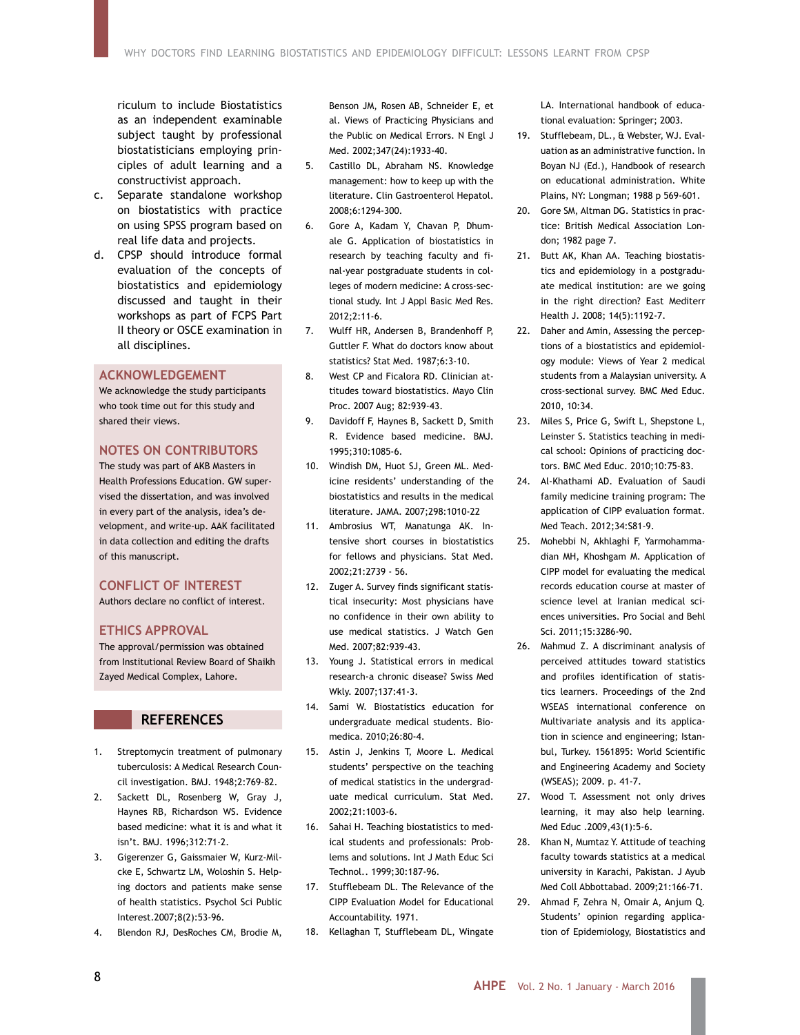riculum to include Biostatistics as an independent examinable subject taught by professional biostatisticians employing principles of adult learning and a constructivist approach.

c. Separate standalone workshop on biostatistics with practice on using SPSS program based on real life data and projects.
d. CPSP should introduce formal evaluation of the concepts of biostatistics and epidemiology discussed and taught in their workshops as part of FCPS Part II theory or OSCE examination in all disciplines.

## ACKNOWLEDGEMENT

We acknowledge the study participants who took time out for this study and shared their views.

## NOTES ON CONTRIBUTORS

The study was part of AKB Masters in Health Professions Education. GW supervised the dissertation, and was involved in every part of the analysis, idea's development, and write-up. AAK facilitated in data collection and editing the drafts of this manuscript.

## CONFLICT OF INTEREST

Authors declare no conflict of interest.

## ETHICS APPROVAL

The approval/permission was obtained from Institutional Review Board of Shaikh Zayed Medical Complex, Lahore.

## REFERENCES

1. Streptomycin treatment of pulmonary tuberculosis: A Medical Research Council investigation. BMJ. 1948;2:769-82.
2. Sackett DL, Rosenberg W, Gray J, Haynes RB, Richardson WS. Evidence based medicine: what it is and what it isn't. BMJ. 1996;312:71-2.
3. Gigerenzer G, Gaissmaier W, Kurz-Milcke E, Schwartz LM, Woloshin S. Helping doctors and patients make sense of health statistics. Psychol Sci Public Interest.2007;8(2):53-96.
4. Blendon RJ, DesRoches CM, Brodie M, Benson JM, Rosen AB, Schneider E, et al. Views of Practicing Physicians and the Public on Medical Errors. N Engl J Med. 2002;347(24):1933-40.
5. Castillo DL, Abraham NS. Knowledge management: how to keep up with the literature. Clin Gastroenterol Hepatol. 2008;6:1294-300.
6. Gore A, Kadam Y, Chavan P, Dhumale G. Application of biostatistics in research by teaching faculty and final-year postgraduate students in colleges of modern medicine: A cross-sectional study. Int J Appl Basic Med Res. 2012;2:11-6.
7. Wulff HR, Andersen B, Brandenhoff P, Guttler F. What do doctors know about statistics? Stat Med. 1987;6:3-10.
8. West CP and Ficalora RD. Clinician attitudes toward biostatistics. Mayo Clin Proc. 2007 Aug; 82:939-43.
9. Davidoff F, Haynes B, Sackett D, Smith R. Evidence based medicine. BMJ. 1995;310:1085-6.
10. Windish DM, Huot SJ, Green ML. Medicine residents' understanding of the biostatistics and results in the medical literature. JAMA. 2007;298:1010-22
11. Ambrosius WT, Manatunga AK. Intensive short courses in biostatistics for fellows and physicians. Stat Med. 2002;21:2739 - 56.
12. Zuger A. Survey finds significant statistical insecurity: Most physicians have no confidence in their own ability to use medical statistics. J Watch Gen Med. 2007;82:939-43.
13. Young J. Statistical errors in medical research-a chronic disease? Swiss Med Wkly. 2007;137:41-3.
14. Sami W. Biostatistics education for undergraduate medical students. Biomedica. 2010;26:80-4.
15. Astin J, Jenkins T, Moore L. Medical students' perspective on the teaching of medical statistics in the undergraduate medical curriculum. Stat Med. 2002;21:1003-6.
16. Sahai H. Teaching biostatistics to medical students and professionals: Problems and solutions. Int J Math Educ Sci Technol.. 1999;30:187-96.
17. Stufflebeam DL. The Relevance of the CIPP Evaluation Model for Educational Accountability. 1971.
18. Kellaghan T, Stufflebeam DL, Wingate LA. International handbook of educational evaluation: Springer; 2003.
19. Stufflebeam, DL., & Webster, WJ. Evaluation as an administrative function. In Boyan NJ (Ed.), Handbook of research on educational administration. White Plains, NY: Longman; 1988 p 569-601.
20. Gore SM, Altman DG. Statistics in practice: British Medical Association London; 1982 page 7.
21. Butt AK, Khan AA. Teaching biostatistics and epidemiology in a postgraduate medical institution: are we going in the right direction? East Mediterr Health J. 2008; 14(5):1192-7.
22. Daher and Amin, Assessing the perceptions of a biostatistics and epidemiology module: Views of Year 2 medical students from a Malaysian university. A cross-sectional survey. BMC Med Educ. 2010, 10:34.
23. Miles S, Price G, Swift L, Shepstone L, Leinster S. Statistics teaching in medical school: Opinions of practicing doctors. BMC Med Educ. 2010;10:75-83.
24. Al-Khathami AD. Evaluation of Saudi family medicine training program: The application of CIPP evaluation format. Med Teach. 2012;34:S81-9.
25. Mohebbi N, Akhlaghi F, Yarmohammadian MH, Khoshgam M. Application of CIPP model for evaluating the medical records education course at master of science level at Iranian medical sciences universities. Pro Social and Behl Sci. 2011;15:3286-90.
26. Mahmud Z. A discriminant analysis of perceived attitudes toward statistics and profiles identification of statistics learners. Proceedings of the 2nd WSEAS international conference on Multivariate analysis and its application in science and engineering; Istanbul, Turkey. 1561895: World Scientific and Engineering Academy and Society (WSEAS); 2009. p. 41-7.
27. Wood T. Assessment not only drives learning, it may also help learning. Med Educ .2009,43(1):5-6.
28. Khan N, Mumtaz Y. Attitude of teaching faculty towards statistics at a medical university in Karachi, Pakistan. J Ayub Med Coll Abbottabad. 2009;21:166-71.
29. Ahmad F, Zehra N, Omair A, Anjum Q. Students' opinion regarding application of Epidemiology, Biostatistics and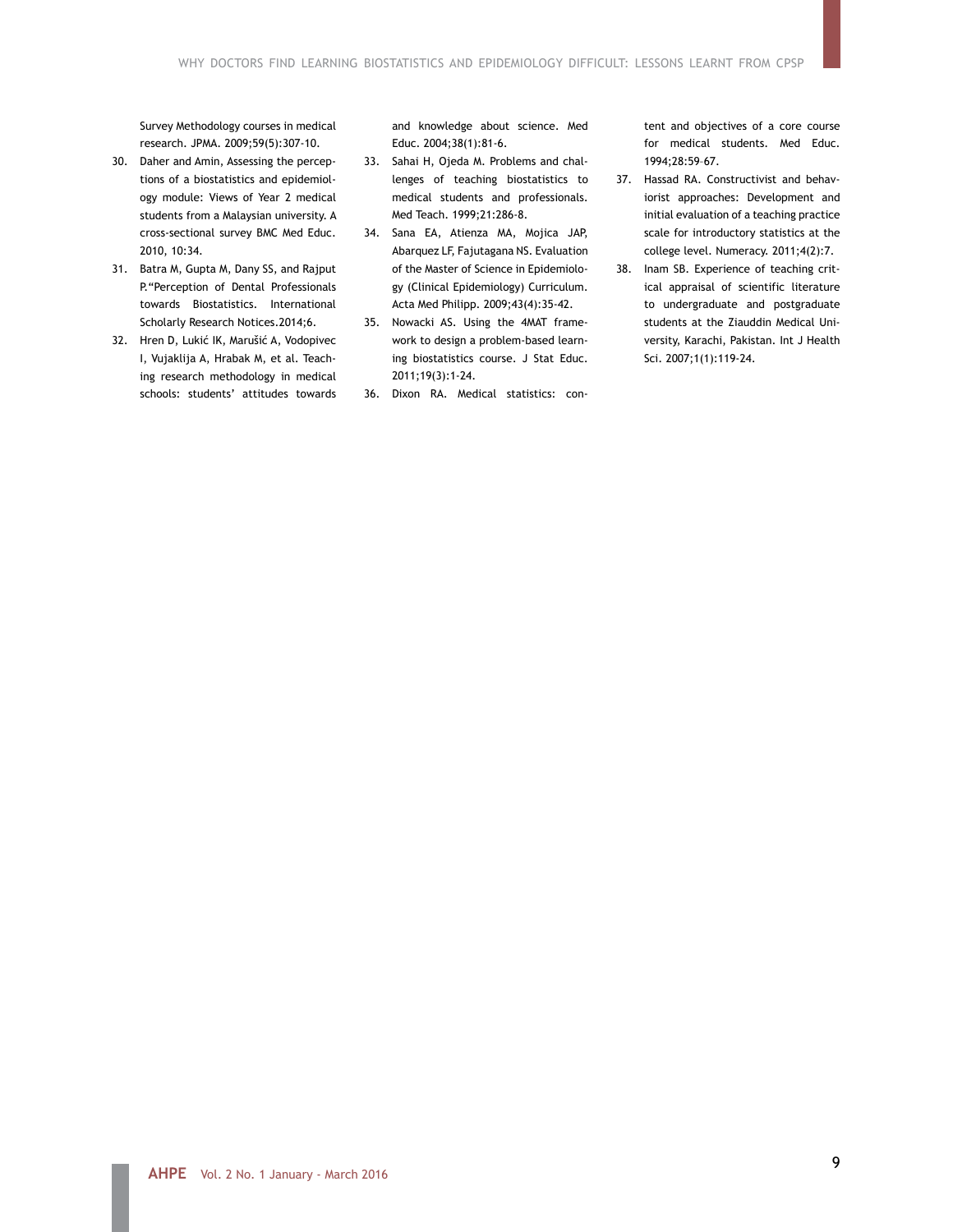Survey Methodology courses in medical research. JPMA. 2009;59(5):307-10.

30. Daher and Amin, Assessing the perceptions of a biostatistics and epidemiology module: Views of Year 2 medical students from a Malaysian university. A cross-sectional survey BMC Med Educ. 2010, 10:34.
31. Batra M, Gupta M, Dany SS, and Rajput P."Perception of Dental Professionals towards Biostatistics. International Scholarly Research Notices.2014;6.
32. Hren D, Lukić IK, Marušić A, Vodopivec I, Vujaklija A, Hrabak M, et al. Teaching research methodology in medical schools: students' attitudes towards and knowledge about science. Med Educ. 2004;38(1):81-6.
33. Sahai H, Ojeda M. Problems and challenges of teaching biostatistics to medical students and professionals. Med Teach. 1999;21:286-8.
34. Sana EA, Atienza MA, Mojica JAP, Abarquez LF, Fajutagana NS. Evaluation of the Master of Science in Epidemiology (Clinical Epidemiology) Curriculum. Acta Med Philipp. 2009;43(4):35-42.
35. Nowacki AS. Using the 4MAT framework to design a problem-based learning biostatistics course. J Stat Educ. 2011;19(3):1-24.
36. Dixon RA. Medical statistics: content and objectives of a core course for medical students. Med Educ. 1994;28:59–67.
37. Hassad RA. Constructivist and behaviorist approaches: Development and initial evaluation of a teaching practice scale for introductory statistics at the college level. Numeracy. 2011;4(2):7.
38. Inam SB. Experience of teaching critical appraisal of scientific literature to undergraduate and postgraduate students at the Ziauddin Medical University, Karachi, Pakistan. Int J Health Sci. 2007;1(1):119-24.